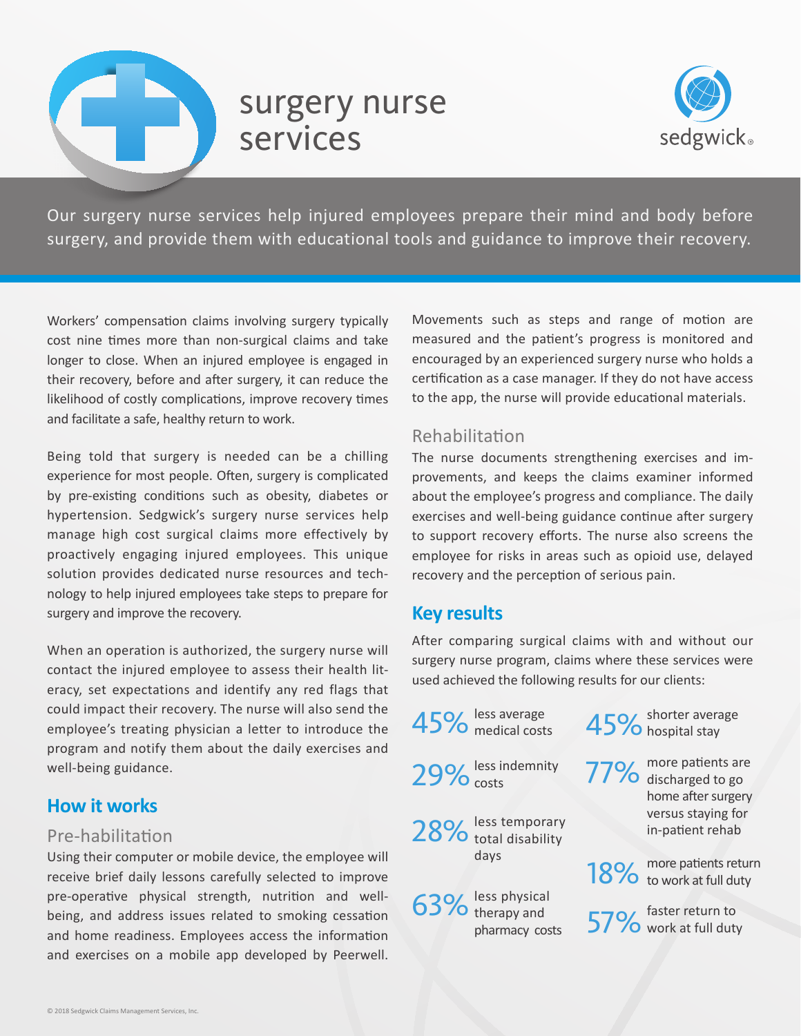# surgery nurse services

sedgwick

Our surgery nurse services help injured employees prepare their mind and body before surgery, and provide them with educational tools and guidance to improve their recovery.

Workers' compensation claims involving surgery typically cost nine times more than non-surgical claims and take longer to close. When an injured employee is engaged in their recovery, before and after surgery, it can reduce the likelihood of costly complications, improve recovery times and facilitate a safe, healthy return to work.

Being told that surgery is needed can be a chilling experience for most people. Often, surgery is complicated by pre-existing conditions such as obesity, diabetes or hypertension. Sedgwick's surgery nurse services help manage high cost surgical claims more effectively by proactively engaging injured employees. This unique solution provides dedicated nurse resources and technology to help injured employees take steps to prepare for surgery and improve the recovery.

When an operation is authorized, the surgery nurse will contact the injured employee to assess their health literacy, set expectations and identify any red flags that could impact their recovery. The nurse will also send the employee's treating physician a letter to introduce the program and notify them about the daily exercises and well-being guidance.

## How it works

### Pre-habilitation

Using their computer or mobile device, the employee will receive brief daily lessons carefully selected to improve pre-operative physical strength, nutrition and well-being, and address issues related to smoking cessation and home readiness. Employees access the information and exercises on a mobile app developed by Peerwell. Movements such as steps and range of motion are measured and the patient's progress is monitored and encouraged by an experienced surgery nurse who holds a certification as a case manager. If they do not have access to the app, the nurse will provide educational materials.

### Rehabilitation

The nurse documents strengthening exercises and improvements, and keeps the claims examiner informed about the employee's progress and compliance. The daily exercises and well-being guidance continue after surgery to support recovery efforts. The nurse also screens the employee for risks in areas such as opioid use, delayed recovery and the perception of serious pain.

## Key results

After comparing surgical claims with and without our surgery nurse program, claims where these services were used achieved the following results for our clients:

- **45%** less average medical costs
- **29%** less indemnity costs
- **28%** less temporary total disability days
- **63%** less physical therapy and pharmacy costs
- **45%** shorter average hospital stay
- **77%** more patients are discharged to go home after surgery versus staying for in-patient rehab
- **18%** more patients return to work at full duty
- **57%** faster return to work at full duty

© 2018 Sedgwick Claims Management Services, Inc.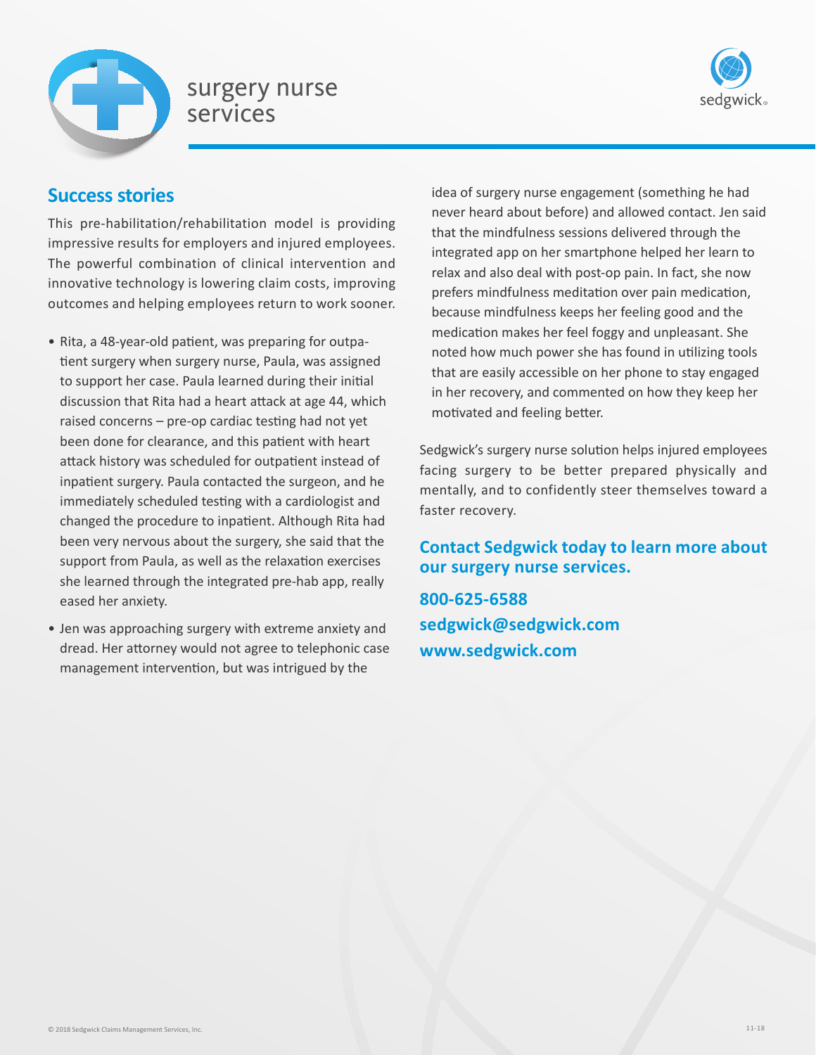# surgery nurse services

## Success stories

This pre-habilitation/rehabilitation model is providing impressive results for employers and injured employees. The powerful combination of clinical intervention and innovative technology is lowering claim costs, improving outcomes and helping employees return to work sooner.

- Rita, a 48-year-old patient, was preparing for outpatient surgery when surgery nurse, Paula, was assigned to support her case. Paula learned during their initial discussion that Rita had a heart attack at age 44, which raised concerns – pre-op cardiac testing had not yet been done for clearance, and this patient with heart attack history was scheduled for outpatient instead of inpatient surgery. Paula contacted the surgeon, and he immediately scheduled testing with a cardiologist and changed the procedure to inpatient. Although Rita had been very nervous about the surgery, she said that the support from Paula, as well as the relaxation exercises she learned through the integrated pre-hab app, really eased her anxiety.
- Jen was approaching surgery with extreme anxiety and dread. Her attorney would not agree to telephonic case management intervention, but was intrigued by the idea of surgery nurse engagement (something he had never heard about before) and allowed contact. Jen said that the mindfulness sessions delivered through the integrated app on her smartphone helped her learn to relax and also deal with post-op pain. In fact, she now prefers mindfulness meditation over pain medication, because mindfulness keeps her feeling good and the medication makes her feel foggy and unpleasant. She noted how much power she has found in utilizing tools that are easily accessible on her phone to stay engaged in her recovery, and commented on how they keep her motivated and feeling better.

Sedgwick's surgery nurse solution helps injured employees facing surgery to be better prepared physically and mentally, and to confidently steer themselves toward a faster recovery.

### Contact Sedgwick today to learn more about our surgery nurse services.

**800-625-6588**
**sedgwick@sedgwick.com**
**www.sedgwick.com**

© 2018 Sedgwick Claims Management Services, Inc.